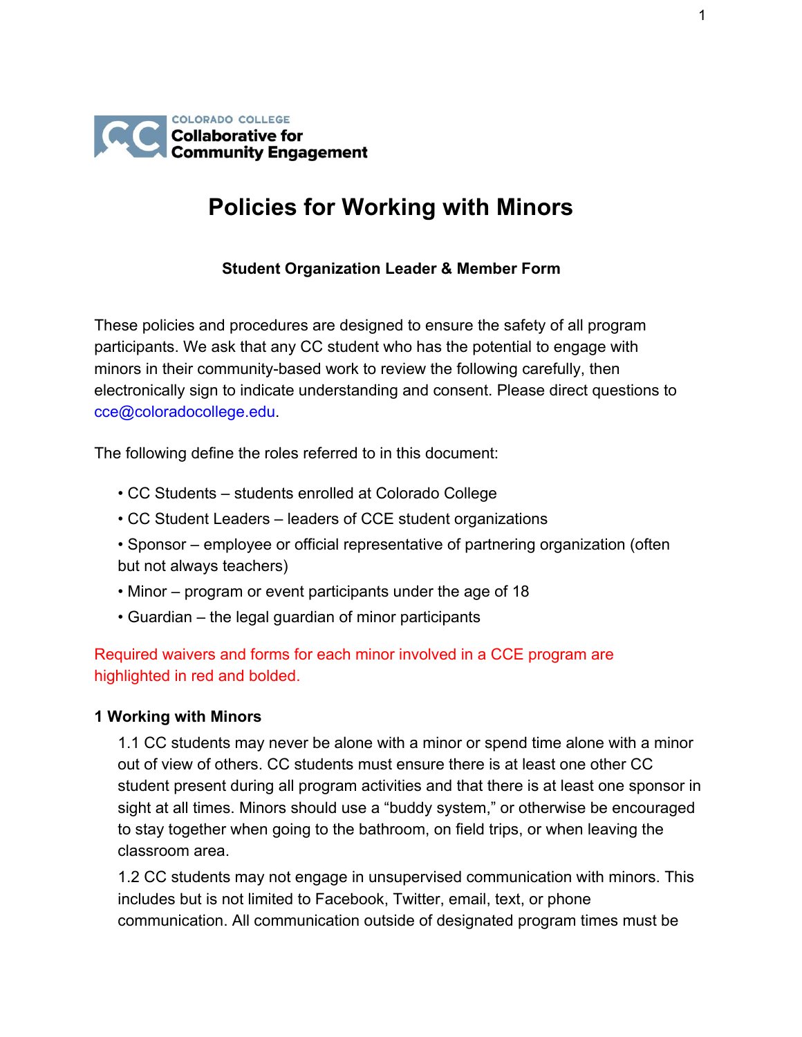COLORADO COLLEGE
**Collaborative for Community Engagement**

# Policies for Working with Minors

**Student Organization Leader & Member Form**

These policies and procedures are designed to ensure the safety of all program participants. We ask that any CC student who has the potential to engage with minors in their community-based work to review the following carefully, then electronically sign to indicate understanding and consent. Please direct questions to cce@coloradocollege.edu.

The following define the roles referred to in this document:

- CC Students – students enrolled at Colorado College
- CC Student Leaders – leaders of CCE student organizations
- Sponsor – employee or official representative of partnering organization (often but not always teachers)
- Minor – program or event participants under the age of 18
- Guardian – the legal guardian of minor participants

Required waivers and forms for each minor involved in a CCE program are highlighted in red and bolded.

## 1 Working with Minors

1.1 CC students may never be alone with a minor or spend time alone with a minor out of view of others. CC students must ensure there is at least one other CC student present during all program activities and that there is at least one sponsor in sight at all times. Minors should use a "buddy system," or otherwise be encouraged to stay together when going to the bathroom, on field trips, or when leaving the classroom area.

1.2 CC students may not engage in unsupervised communication with minors. This includes but is not limited to Facebook, Twitter, email, text, or phone communication. All communication outside of designated program times must be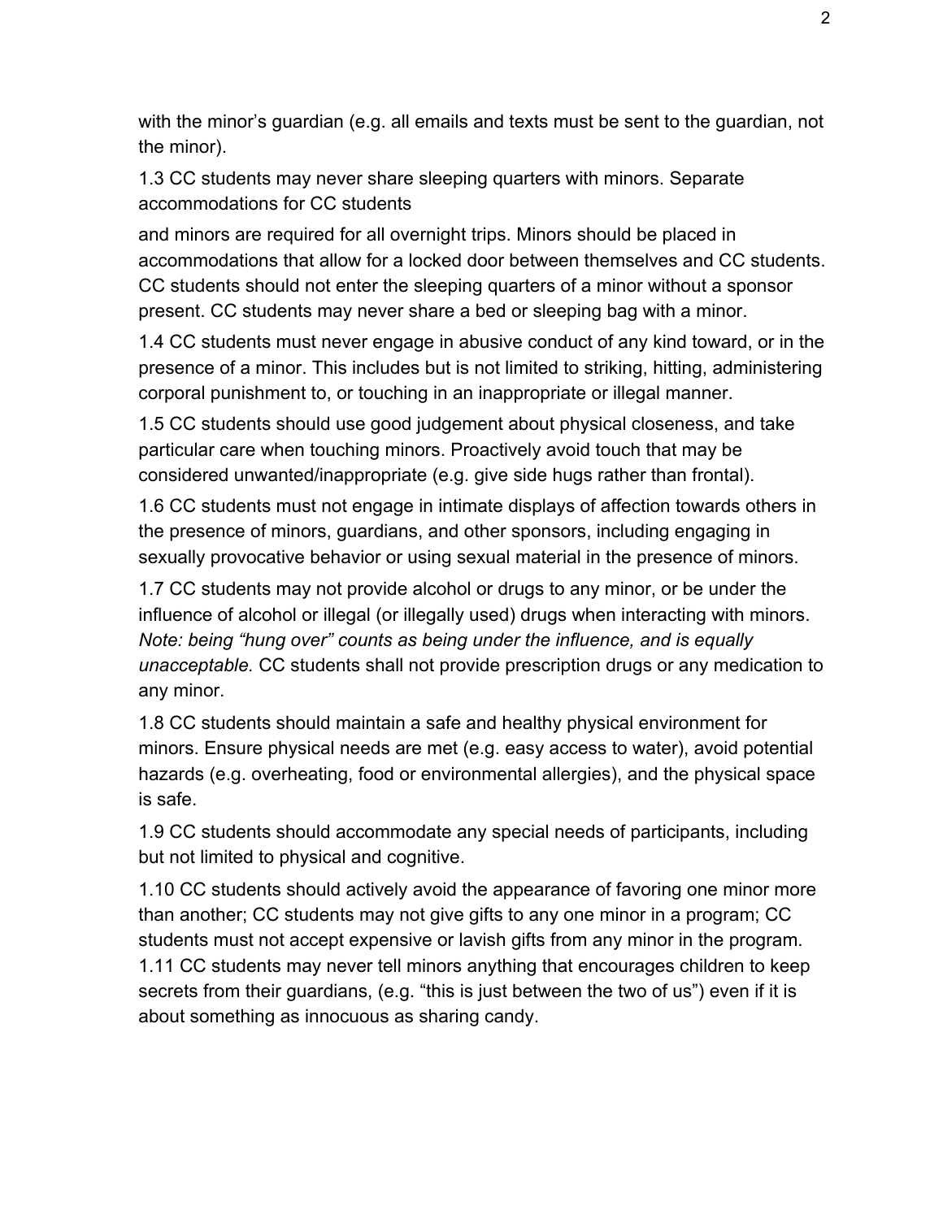with the minor’s guardian (e.g. all emails and texts must be sent to the guardian, not the minor).

1.3 CC students may never share sleeping quarters with minors. Separate accommodations for CC students and minors are required for all overnight trips. Minors should be placed in accommodations that allow for a locked door between themselves and CC students. CC students should not enter the sleeping quarters of a minor without a sponsor present. CC students may never share a bed or sleeping bag with a minor.

1.4 CC students must never engage in abusive conduct of any kind toward, or in the presence of a minor. This includes but is not limited to striking, hitting, administering corporal punishment to, or touching in an inappropriate or illegal manner.

1.5 CC students should use good judgement about physical closeness, and take particular care when touching minors. Proactively avoid touch that may be considered unwanted/inappropriate (e.g. give side hugs rather than frontal).

1.6 CC students must not engage in intimate displays of affection towards others in the presence of minors, guardians, and other sponsors, including engaging in sexually provocative behavior or using sexual material in the presence of minors.

1.7 CC students may not provide alcohol or drugs to any minor, or be under the influence of alcohol or illegal (or illegally used) drugs when interacting with minors. *Note: being “hung over” counts as being under the influence, and is equally unacceptable.* CC students shall not provide prescription drugs or any medication to any minor.

1.8 CC students should maintain a safe and healthy physical environment for minors. Ensure physical needs are met (e.g. easy access to water), avoid potential hazards (e.g. overheating, food or environmental allergies), and the physical space is safe.

1.9 CC students should accommodate any special needs of participants, including but not limited to physical and cognitive.

1.10 CC students should actively avoid the appearance of favoring one minor more than another; CC students may not give gifts to any one minor in a program; CC students must not accept expensive or lavish gifts from any minor in the program.

1.11 CC students may never tell minors anything that encourages children to keep secrets from their guardians, (e.g. “this is just between the two of us”) even if it is about something as innocuous as sharing candy.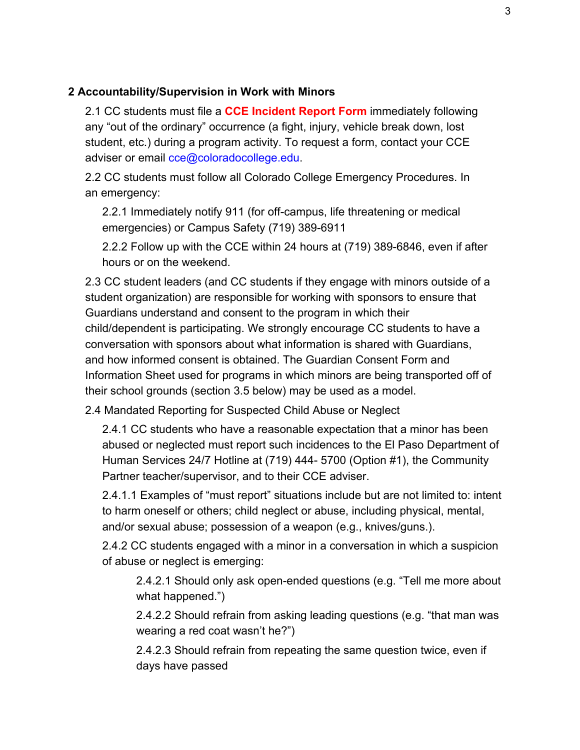## 2 Accountability/Supervision in Work with Minors

2.1 CC students must file a **CCE Incident Report Form** immediately following any "out of the ordinary" occurrence (a fight, injury, vehicle break down, lost student, etc.) during a program activity. To request a form, contact your CCE adviser or email cce@coloradocollege.edu.

2.2 CC students must follow all Colorado College Emergency Procedures. In an emergency:

2.2.1 Immediately notify 911 (for off-campus, life threatening or medical emergencies) or Campus Safety (719) 389-6911

2.2.2 Follow up with the CCE within 24 hours at (719) 389-6846, even if after hours or on the weekend.

2.3 CC student leaders (and CC students if they engage with minors outside of a student organization) are responsible for working with sponsors to ensure that Guardians understand and consent to the program in which their child/dependent is participating. We strongly encourage CC students to have a conversation with sponsors about what information is shared with Guardians, and how informed consent is obtained. The Guardian Consent Form and Information Sheet used for programs in which minors are being transported off of their school grounds (section 3.5 below) may be used as a model.

2.4 Mandated Reporting for Suspected Child Abuse or Neglect

2.4.1 CC students who have a reasonable expectation that a minor has been abused or neglected must report such incidences to the El Paso Department of Human Services 24/7 Hotline at (719) 444- 5700 (Option #1), the Community Partner teacher/supervisor, and to their CCE adviser.

2.4.1.1 Examples of "must report" situations include but are not limited to: intent to harm oneself or others; child neglect or abuse, including physical, mental, and/or sexual abuse; possession of a weapon (e.g., knives/guns.).

2.4.2 CC students engaged with a minor in a conversation in which a suspicion of abuse or neglect is emerging:

2.4.2.1 Should only ask open-ended questions (e.g. "Tell me more about what happened.")

2.4.2.2 Should refrain from asking leading questions (e.g. "that man was wearing a red coat wasn't he?")

2.4.2.3 Should refrain from repeating the same question twice, even if days have passed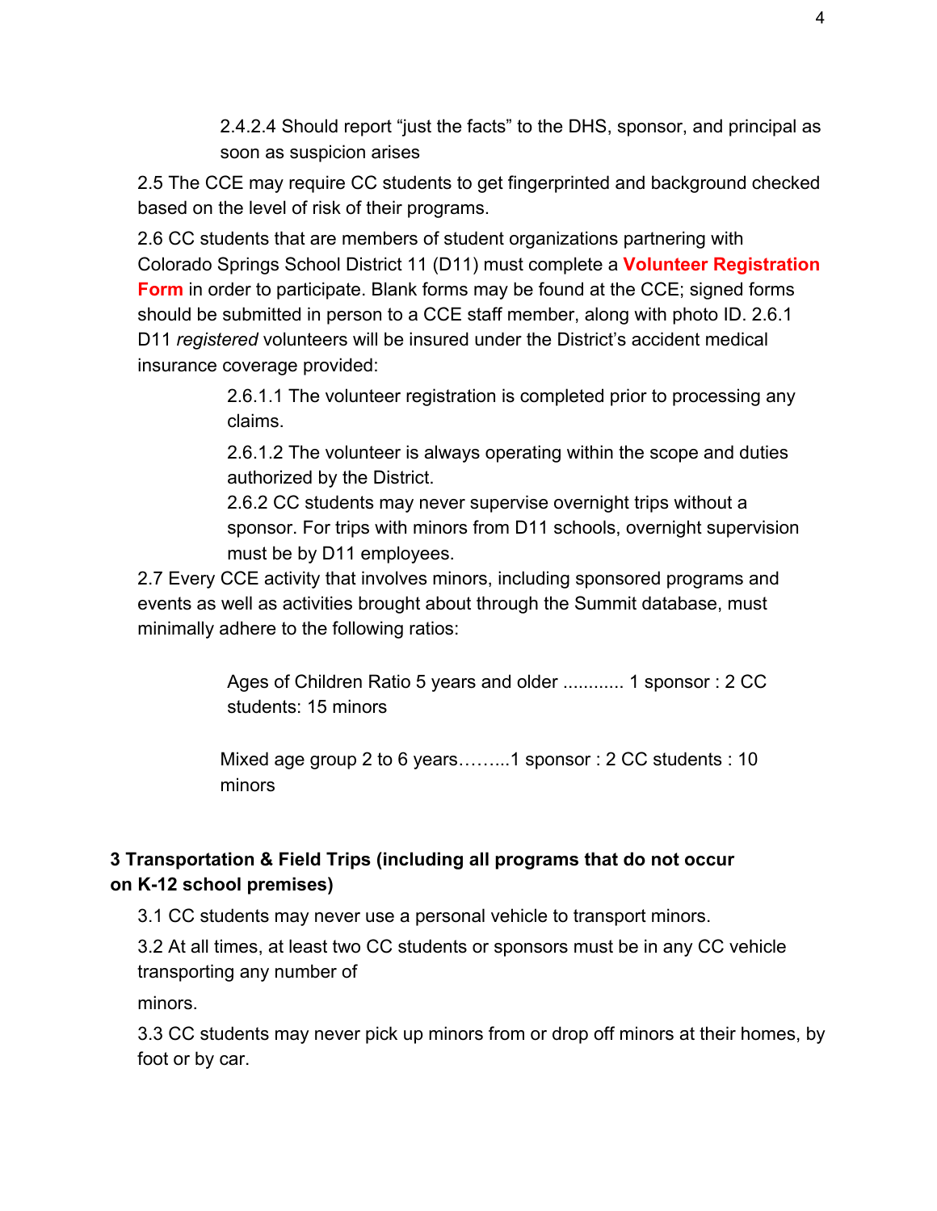2.4.2.4 Should report "just the facts" to the DHS, sponsor, and principal as soon as suspicion arises

2.5 The CCE may require CC students to get fingerprinted and background checked based on the level of risk of their programs.

2.6 CC students that are members of student organizations partnering with Colorado Springs School District 11 (D11) must complete a **Volunteer Registration Form** in order to participate. Blank forms may be found at the CCE; signed forms should be submitted in person to a CCE staff member, along with photo ID. 2.6.1 D11 *registered* volunteers will be insured under the District's accident medical insurance coverage provided:

2.6.1.1 The volunteer registration is completed prior to processing any claims.

2.6.1.2 The volunteer is always operating within the scope and duties authorized by the District.

2.6.2 CC students may never supervise overnight trips without a sponsor. For trips with minors from D11 schools, overnight supervision must be by D11 employees.

2.7 Every CCE activity that involves minors, including sponsored programs and events as well as activities brought about through the Summit database, must minimally adhere to the following ratios:

Ages of Children Ratio 5 years and older ............ 1 sponsor : 2 CC students: 15 minors

Mixed age group 2 to 6 years……...1 sponsor : 2 CC students : 10 minors

**3 Transportation & Field Trips (including all programs that do not occur on K-12 school premises)**

3.1 CC students may never use a personal vehicle to transport minors.

3.2 At all times, at least two CC students or sponsors must be in any CC vehicle transporting any number of

minors.

3.3 CC students may never pick up minors from or drop off minors at their homes, by foot or by car.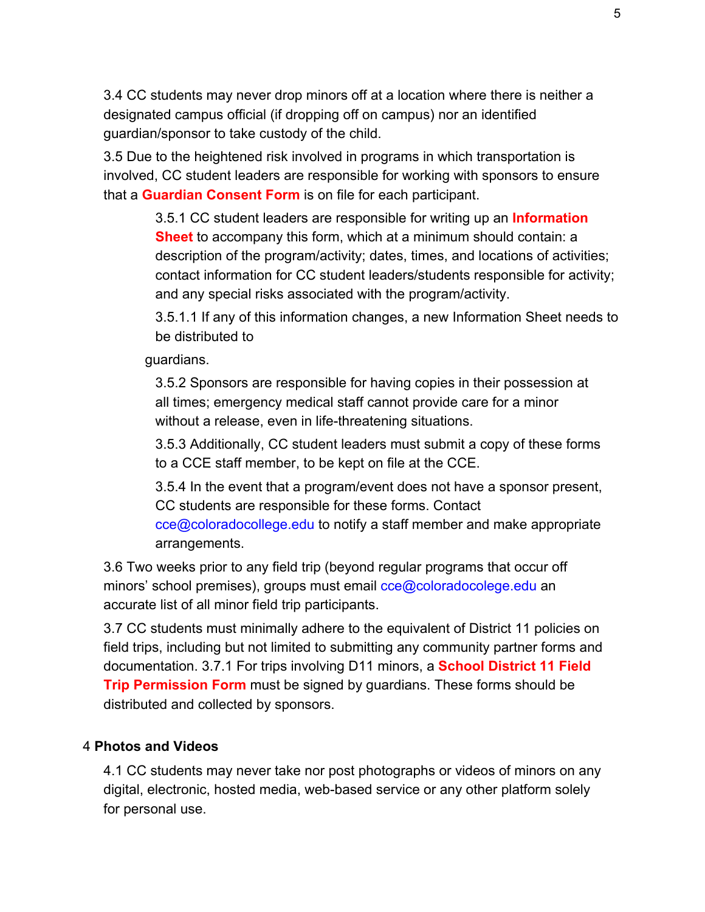3.4 CC students may never drop minors off at a location where there is neither a designated campus official (if dropping off on campus) nor an identified guardian/sponsor to take custody of the child.

3.5 Due to the heightened risk involved in programs in which transportation is involved, CC student leaders are responsible for working with sponsors to ensure that a **Guardian Consent Form** is on file for each participant.

> 3.5.1 CC student leaders are responsible for writing up an **Information Sheet** to accompany this form, which at a minimum should contain: a description of the program/activity; dates, times, and locations of activities; contact information for CC student leaders/students responsible for activity; and any special risks associated with the program/activity.
>
> 3.5.1.1 If any of this information changes, a new Information Sheet needs to be distributed to guardians.
>
> 3.5.2 Sponsors are responsible for having copies in their possession at all times; emergency medical staff cannot provide care for a minor without a release, even in life-threatening situations.
>
> 3.5.3 Additionally, CC student leaders must submit a copy of these forms to a CCE staff member, to be kept on file at the CCE.
>
> 3.5.4 In the event that a program/event does not have a sponsor present, CC students are responsible for these forms. Contact cce@coloradocollege.edu to notify a staff member and make appropriate arrangements.

3.6 Two weeks prior to any field trip (beyond regular programs that occur off minors' school premises), groups must email cce@coloradocolege.edu an accurate list of all minor field trip participants.

3.7 CC students must minimally adhere to the equivalent of District 11 policies on field trips, including but not limited to submitting any community partner forms and documentation. 3.7.1 For trips involving D11 minors, a **School District 11 Field Trip Permission Form** must be signed by guardians. These forms should be distributed and collected by sponsors.

## 4 Photos and Videos

4.1 CC students may never take nor post photographs or videos of minors on any digital, electronic, hosted media, web-based service or any other platform solely for personal use.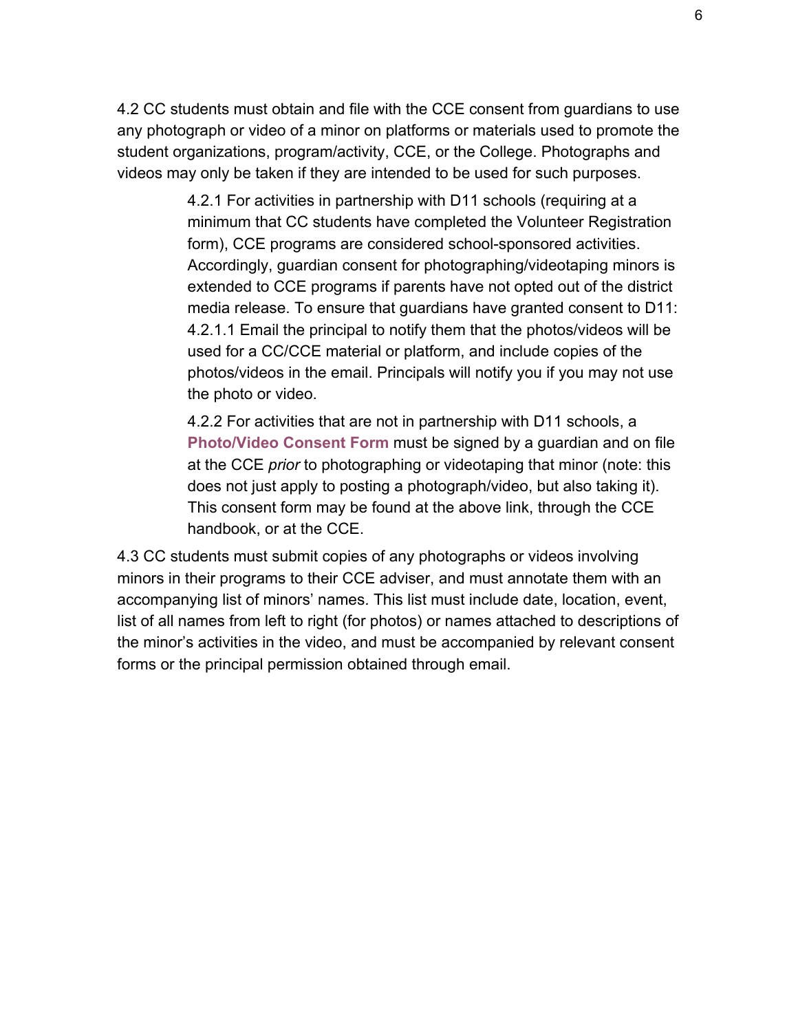4.2 CC students must obtain and file with the CCE consent from guardians to use any photograph or video of a minor on platforms or materials used to promote the student organizations, program/activity, CCE, or the College. Photographs and videos may only be taken if they are intended to be used for such purposes.

> 4.2.1 For activities in partnership with D11 schools (requiring at a minimum that CC students have completed the Volunteer Registration form), CCE programs are considered school-sponsored activities. Accordingly, guardian consent for photographing/videotaping minors is extended to CCE programs if parents have not opted out of the district media release. To ensure that guardians have granted consent to D11:
> 4.2.1.1 Email the principal to notify them that the photos/videos will be used for a CC/CCE material or platform, and include copies of the photos/videos in the email. Principals will notify you if you may not use the photo or video.
>
> 4.2.2 For activities that are not in partnership with D11 schools, a **Photo/Video Consent Form** must be signed by a guardian and on file at the CCE *prior* to photographing or videotaping that minor (note: this does not just apply to posting a photograph/video, but also taking it). This consent form may be found at the above link, through the CCE handbook, or at the CCE.

4.3 CC students must submit copies of any photographs or videos involving minors in their programs to their CCE adviser, and must annotate them with an accompanying list of minors' names. This list must include date, location, event, list of all names from left to right (for photos) or names attached to descriptions of the minor's activities in the video, and must be accompanied by relevant consent forms or the principal permission obtained through email.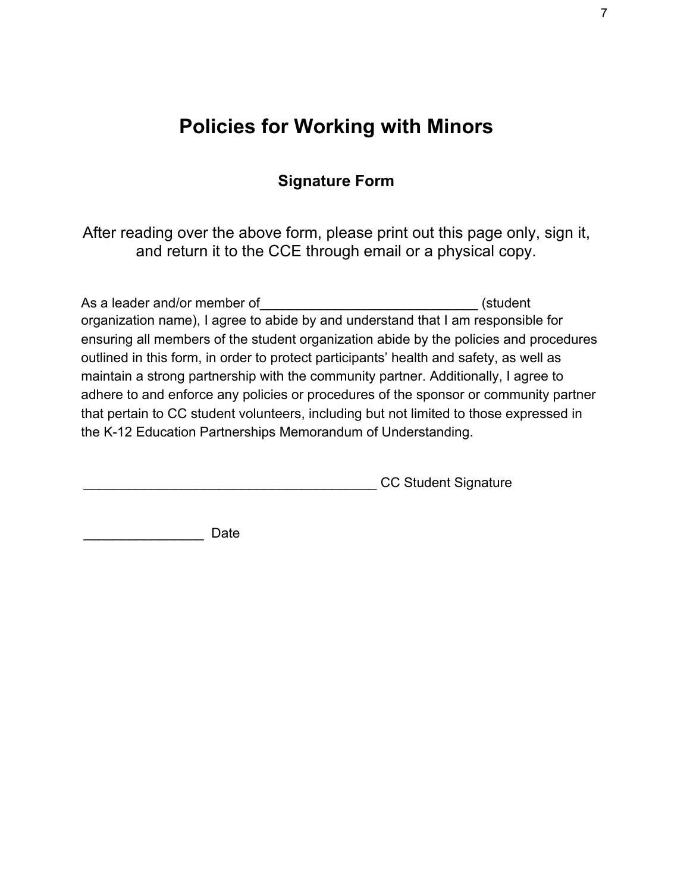# Policies for Working with Minors

## Signature Form

After reading over the above form, please print out this page only, sign it, and return it to the CCE through email or a physical copy.

As a leader and/or member of_____________________________ (student organization name), I agree to abide by and understand that I am responsible for ensuring all members of the student organization abide by the policies and procedures outlined in this form, in order to protect participants' health and safety, as well as maintain a strong partnership with the community partner. Additionally, I agree to adhere to and enforce any policies or procedures of the sponsor or community partner that pertain to CC student volunteers, including but not limited to those expressed in the K-12 Education Partnerships Memorandum of Understanding.

_______________________________________ CC Student Signature

________________ Date